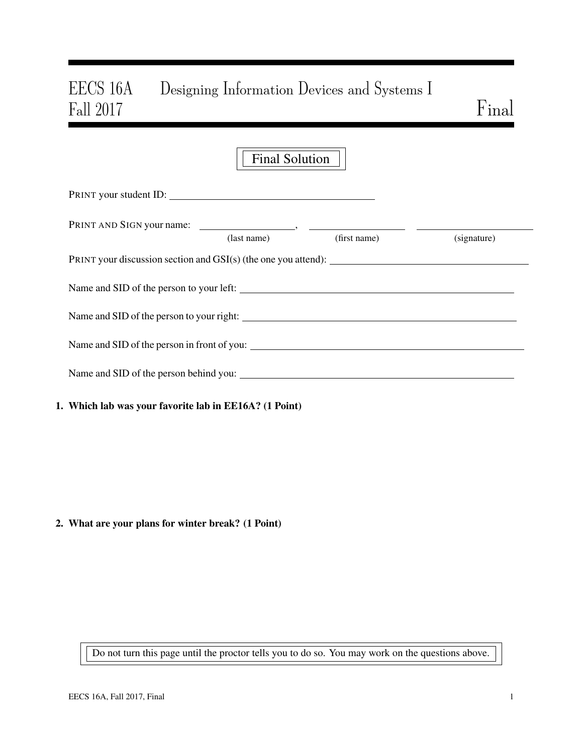# EECS 16A Designing Information Devices and Systems I
# Fall 2017 Final

**Final Solution**

PRINT your student ID: ________________________________

PRINT AND SIGN your name: ______________, ______________ ______________
(last name) (first name) (signature)

PRINT your discussion section and GSI(s) (the one you attend): ________________________________

Name and SID of the person to your left: ________________________________

Name and SID of the person to your right: ________________________________

Name and SID of the person in front of you: ________________________________

Name and SID of the person behind you: ________________________________

**1. Which lab was your favorite lab in EE16A? (1 Point)**

**2. What are your plans for winter break? (1 Point)**

Do not turn this page until the proctor tells you to do so. You may work on the questions above.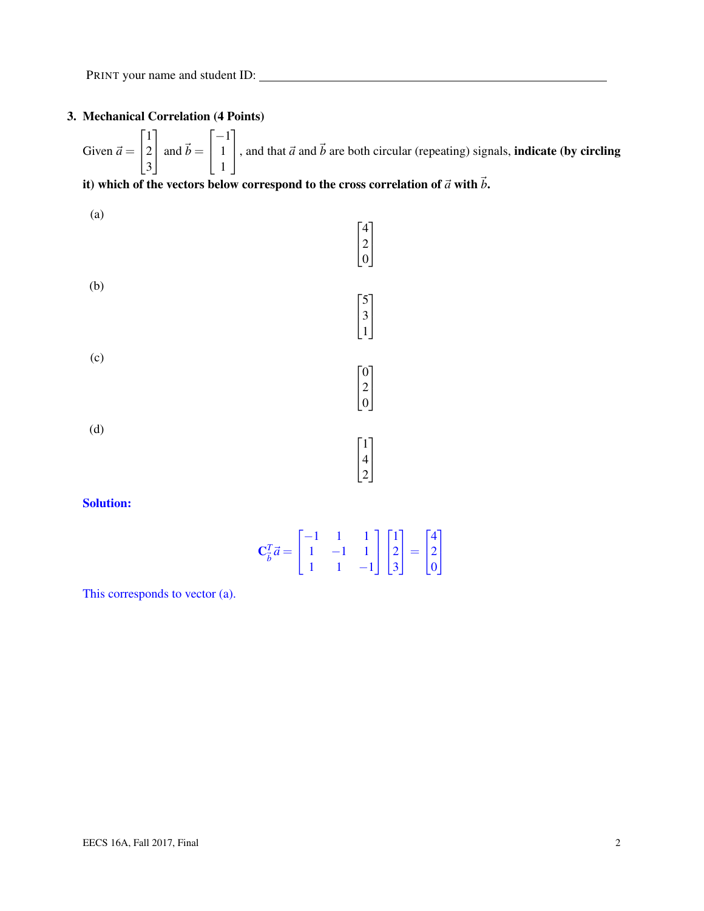PRINT your name and student ID: ____________________________________________

## 3. Mechanical Correlation (4 Points)

Given $\vec{a} = \begin{bmatrix} 1 \\ 2 \\ 3 \end{bmatrix}$ and $\vec{b} = \begin{bmatrix} -1 \\ 1 \\ 1 \end{bmatrix}$, and that $\vec{a}$ and $\vec{b}$ are both circular (repeating) signals, **indicate (by circling it) which of the vectors below correspond to the cross correlation of $\vec{a}$ with $\vec{b}$.**

(a)

$$\begin{bmatrix} 4 \\ 2 \\ 0 \end{bmatrix}$$

(b)

$$\begin{bmatrix} 5 \\ 3 \\ 1 \end{bmatrix}$$

(c)

$$\begin{bmatrix} 0 \\ 2 \\ 0 \end{bmatrix}$$

(d)

$$\begin{bmatrix} 1 \\ 4 \\ 2 \end{bmatrix}$$

**Solution:**

$$\mathbf{C}_{\vec{b}}^{T} \vec{a} = \begin{bmatrix} -1 & 1 & 1 \\ 1 & -1 & 1 \\ 1 & 1 & -1 \end{bmatrix} \begin{bmatrix} 1 \\ 2 \\ 3 \end{bmatrix} = \begin{bmatrix} 4 \\ 2 \\ 0 \end{bmatrix}$$

This corresponds to vector (a).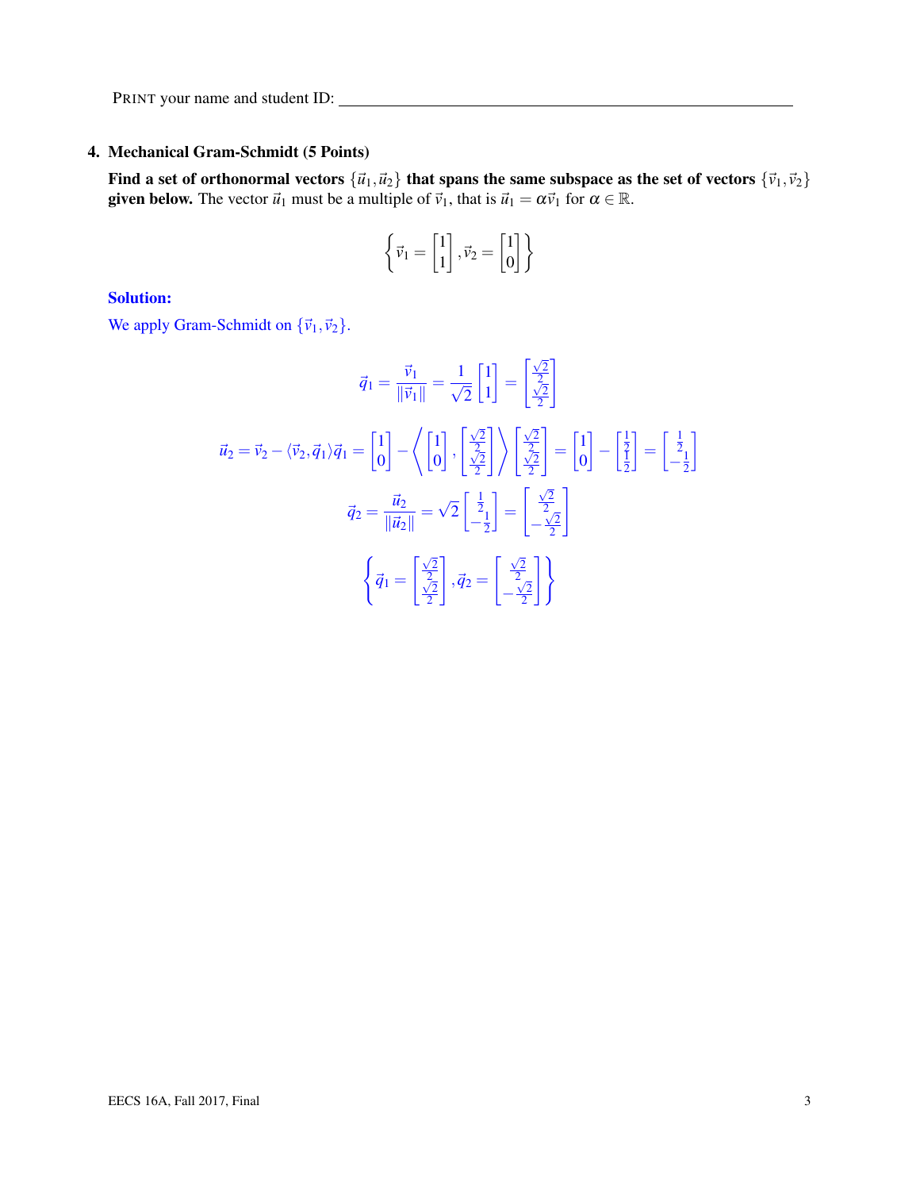PRINT your name and student ID: ____________________________________________

## 4. Mechanical Gram-Schmidt (5 Points)

**Find a set of orthonormal vectors $\{\vec{u}_1, \vec{u}_2\}$ that spans the same subspace as the set of vectors $\{\vec{v}_1, \vec{v}_2\}$ given below.** The vector $\vec{u}_1$ must be a multiple of $\vec{v}_1$, that is $\vec{u}_1 = \alpha \vec{v}_1$ for $\alpha \in \mathbb{R}$.

$$\left\{ \vec{v}_1 = \begin{bmatrix} 1 \\ 1 \end{bmatrix}, \vec{v}_2 = \begin{bmatrix} 1 \\ 0 \end{bmatrix} \right\}$$

**Solution:**

We apply Gram-Schmidt on $\{\vec{v}_1, \vec{v}_2\}$.

$$\vec{q}_1 = \frac{\vec{v}_1}{\|\vec{v}_1\|} = \frac{1}{\sqrt{2}} \begin{bmatrix} 1 \\ 1 \end{bmatrix} = \begin{bmatrix} \frac{\sqrt{2}}{2} \\ \frac{\sqrt{2}}{2} \end{bmatrix}$$

$$\vec{u}_2 = \vec{v}_2 - \langle \vec{v}_2, \vec{q}_1 \rangle \vec{q}_1 = \begin{bmatrix} 1 \\ 0 \end{bmatrix} - \left\langle \begin{bmatrix} 1 \\ 0 \end{bmatrix}, \begin{bmatrix} \frac{\sqrt{2}}{2} \\ \frac{\sqrt{2}}{2} \end{bmatrix} \right\rangle \begin{bmatrix} \frac{\sqrt{2}}{2} \\ \frac{\sqrt{2}}{2} \end{bmatrix} = \begin{bmatrix} 1 \\ 0 \end{bmatrix} - \begin{bmatrix} \frac{1}{2} \\ \frac{1}{2} \end{bmatrix} = \begin{bmatrix} \frac{1}{2} \\ -\frac{1}{2} \end{bmatrix}$$

$$\vec{q}_2 = \frac{\vec{u}_2}{\|\vec{u}_2\|} = \sqrt{2} \begin{bmatrix} \frac{1}{2} \\ -\frac{1}{2} \end{bmatrix} = \begin{bmatrix} \frac{\sqrt{2}}{2} \\ -\frac{\sqrt{2}}{2} \end{bmatrix}$$

$$\left\{ \vec{q}_1 = \begin{bmatrix} \frac{\sqrt{2}}{2} \\ \frac{\sqrt{2}}{2} \end{bmatrix}, \vec{q}_2 = \begin{bmatrix} \frac{\sqrt{2}}{2} \\ -\frac{\sqrt{2}}{2} \end{bmatrix} \right\}$$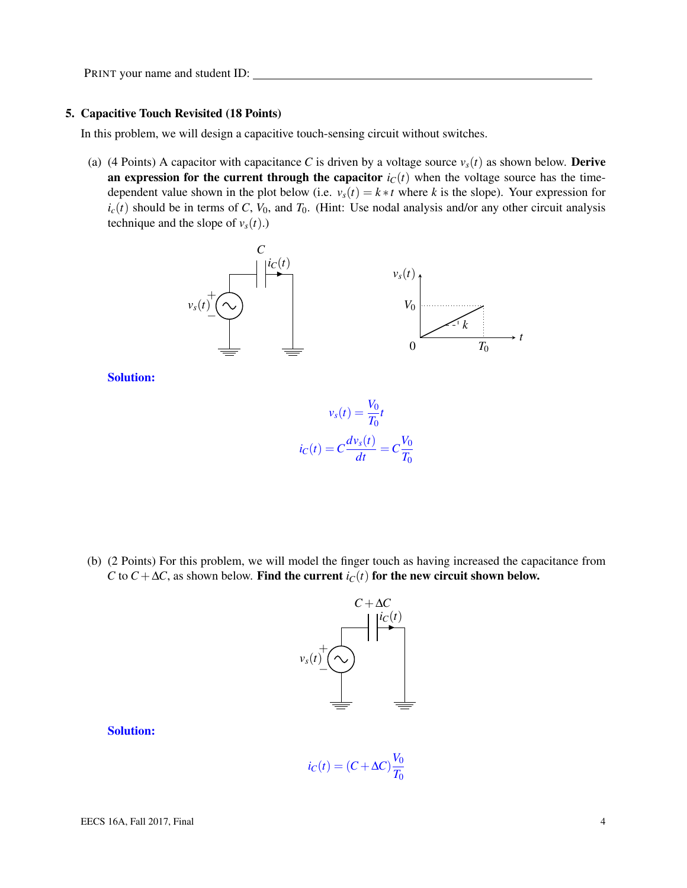PRINT your name and student ID: ________________________________

**5. Capacitive Touch Revisited (18 Points)**

In this problem, we will design a capacitive touch-sensing circuit without switches.

(a) (4 Points) A capacitor with capacitance $C$ is driven by a voltage source $v_s(t)$ as shown below. **Derive an expression for the current through the capacitor** $i_C(t)$ when the voltage source has the time-dependent value shown in the plot below (i.e. $v_s(t) = k * t$ where $k$ is the slope). Your expression for $i_c(t)$ should be in terms of $C$, $V_0$, and $T_0$. (Hint: Use nodal analysis and/or any other circuit analysis technique and the slope of $v_s(t)$.)

**Solution:**

$$v_s(t) = \frac{V_0}{T_0} t$$

$$i_C(t) = C \frac{dv_s(t)}{dt} = C \frac{V_0}{T_0}$$

(b) (2 Points) For this problem, we will model the finger touch as having increased the capacitance from $C$ to $C + \Delta C$, as shown below. **Find the current** $i_C(t)$ **for the new circuit shown below.**

**Solution:**

$$i_C(t) = (C + \Delta C) \frac{V_0}{T_0}$$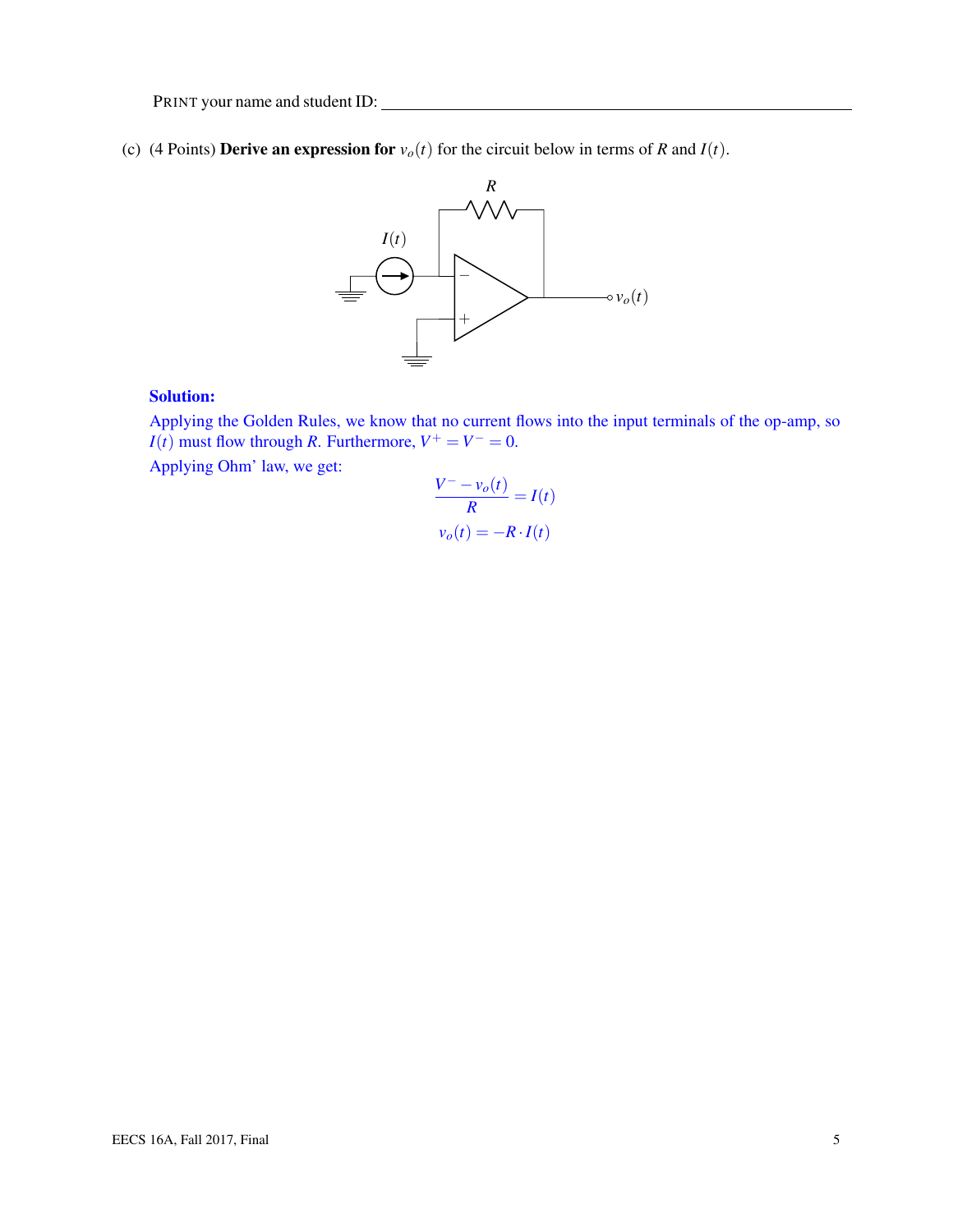PRINT your name and student ID: ___________________________________________

(c) (4 Points) **Derive an expression for** $v_o(t)$ for the circuit below in terms of $R$ and $I(t)$.

**Solution:**

Applying the Golden Rules, we know that no current flows into the input terminals of the op-amp, so $I(t)$ must flow through $R$. Furthermore, $V^+ = V^- = 0$.

Applying Ohm' law, we get:

$$\frac{V^- - v_o(t)}{R} = I(t)$$

$$v_o(t) = -R \cdot I(t)$$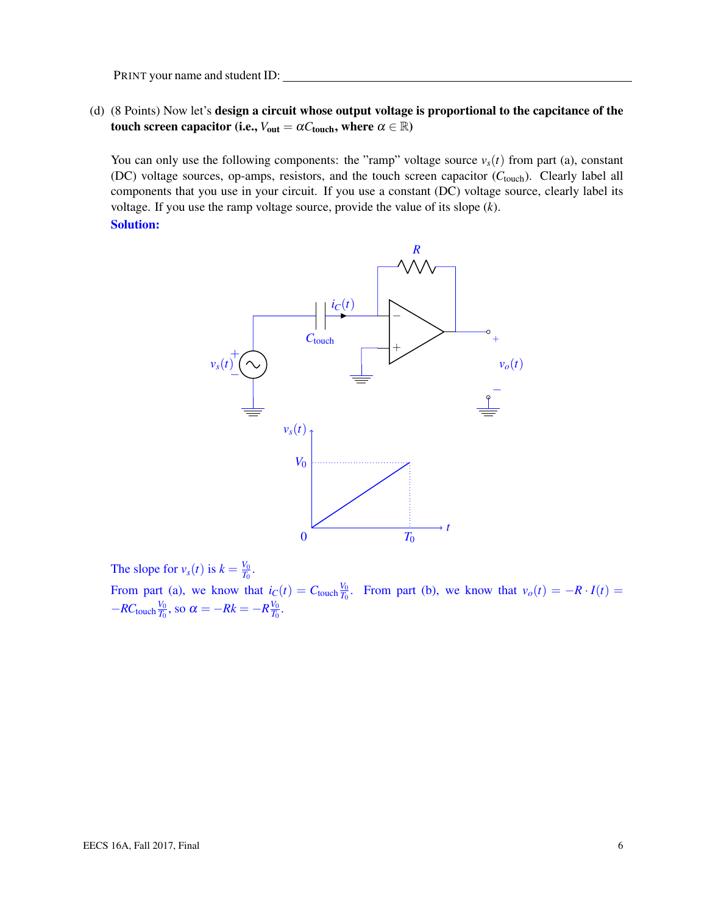PRINT your name and student ID: ___________________________________

(d) (8 Points) Now let's **design a circuit whose output voltage is proportional to the capcitance of the touch screen capacitor (i.e., $V_{out} = \alpha C_{touch}$, where $\alpha \in \mathbb{R}$)**

You can only use the following components: the "ramp" voltage source $v_s(t)$ from part (a), constant (DC) voltage sources, op-amps, resistors, and the touch screen capacitor ($C_{touch}$). Clearly label all components that you use in your circuit. If you use a constant (DC) voltage source, clearly label its voltage. If you use the ramp voltage source, provide the value of its slope ($k$).

**Solution:**

The slope for $v_s(t)$ is $k = \frac{V_0}{T_0}$.

From part (a), we know that $i_C(t) = C_{touch}\frac{V_0}{T_0}$. From part (b), we know that $v_o(t) = -R \cdot I(t) = -RC_{touch}\frac{V_0}{T_0}$, so $\alpha = -Rk = -R\frac{V_0}{T_0}$.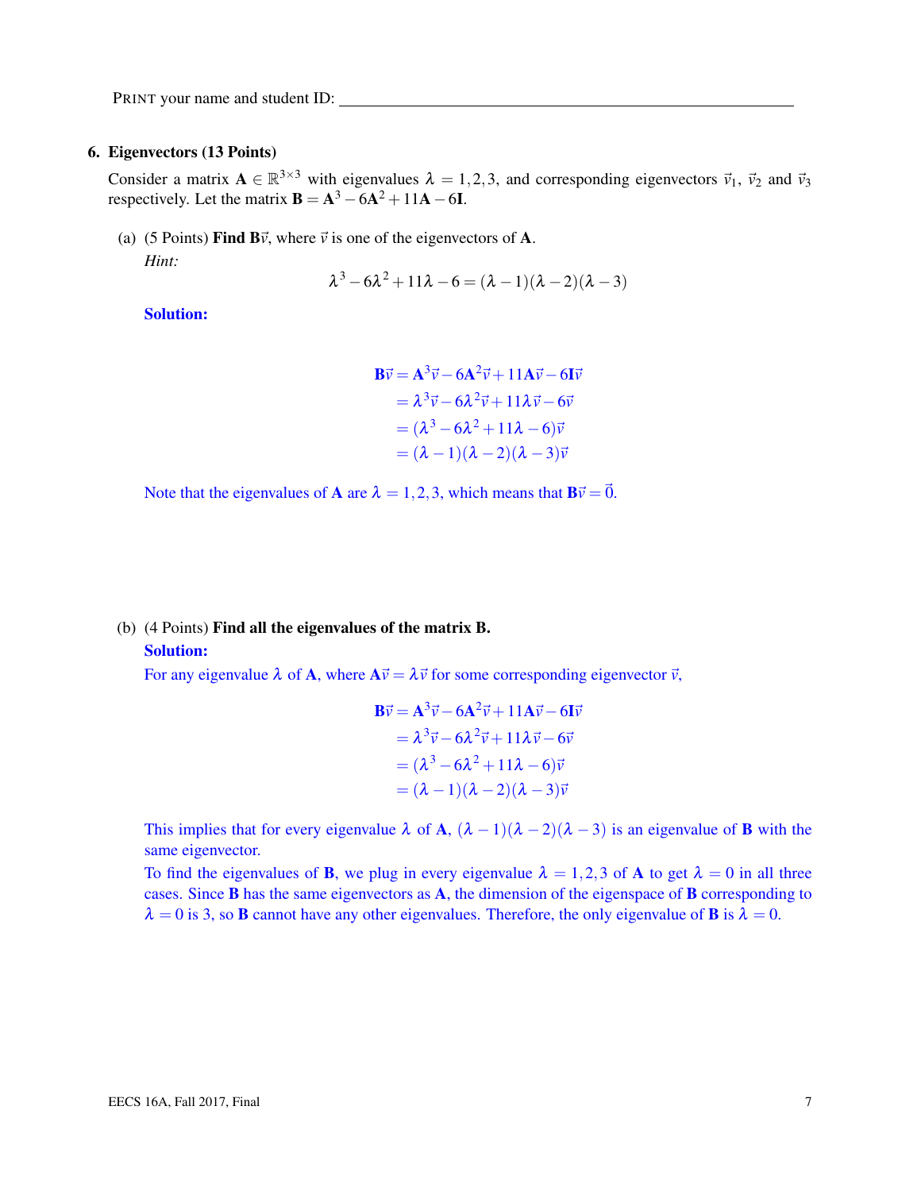PRINT your name and student ID: ________________________________________

## 6. Eigenvectors (13 Points)

Consider a matrix $\mathbf{A} \in \mathbb{R}^{3\times 3}$ with eigenvalues $\lambda = 1, 2, 3$, and corresponding eigenvectors $\vec{v}_1$, $\vec{v}_2$ and $\vec{v}_3$ respectively. Let the matrix $\mathbf{B} = \mathbf{A}^3 - 6\mathbf{A}^2 + 11\mathbf{A} - 6\mathbf{I}$.

(a) (5 Points) **Find $\mathbf{B}\vec{v}$**, where $\vec{v}$ is one of the eigenvectors of $\mathbf{A}$.

*Hint:*

$$\lambda^3 - 6\lambda^2 + 11\lambda - 6 = (\lambda - 1)(\lambda - 2)(\lambda - 3)$$

**Solution:**

$$\begin{aligned}
\mathbf{B}\vec{v} &= \mathbf{A}^3\vec{v} - 6\mathbf{A}^2\vec{v} + 11\mathbf{A}\vec{v} - 6\mathbf{I}\vec{v} \\
&= \lambda^3\vec{v} - 6\lambda^2\vec{v} + 11\lambda\vec{v} - 6\vec{v} \\
&= (\lambda^3 - 6\lambda^2 + 11\lambda - 6)\vec{v} \\
&= (\lambda - 1)(\lambda - 2)(\lambda - 3)\vec{v}
\end{aligned}$$

Note that the eigenvalues of $\mathbf{A}$ are $\lambda = 1, 2, 3$, which means that $\mathbf{B}\vec{v} = \vec{0}$.

(b) (4 Points) **Find all the eigenvalues of the matrix B.**

**Solution:**

For any eigenvalue $\lambda$ of $\mathbf{A}$, where $\mathbf{A}\vec{v} = \lambda\vec{v}$ for some corresponding eigenvector $\vec{v}$,

$$\begin{aligned}
\mathbf{B}\vec{v} &= \mathbf{A}^3\vec{v} - 6\mathbf{A}^2\vec{v} + 11\mathbf{A}\vec{v} - 6\mathbf{I}\vec{v} \\
&= \lambda^3\vec{v} - 6\lambda^2\vec{v} + 11\lambda\vec{v} - 6\vec{v} \\
&= (\lambda^3 - 6\lambda^2 + 11\lambda - 6)\vec{v} \\
&= (\lambda - 1)(\lambda - 2)(\lambda - 3)\vec{v}
\end{aligned}$$

This implies that for every eigenvalue $\lambda$ of $\mathbf{A}$, $(\lambda - 1)(\lambda - 2)(\lambda - 3)$ is an eigenvalue of $\mathbf{B}$ with the same eigenvector.

To find the eigenvalues of $\mathbf{B}$, we plug in every eigenvalue $\lambda = 1, 2, 3$ of $\mathbf{A}$ to get $\lambda = 0$ in all three cases. Since $\mathbf{B}$ has the same eigenvectors as $\mathbf{A}$, the dimension of the eigenspace of $\mathbf{B}$ corresponding to $\lambda = 0$ is 3, so $\mathbf{B}$ cannot have any other eigenvalues. Therefore, the only eigenvalue of $\mathbf{B}$ is $\lambda = 0$.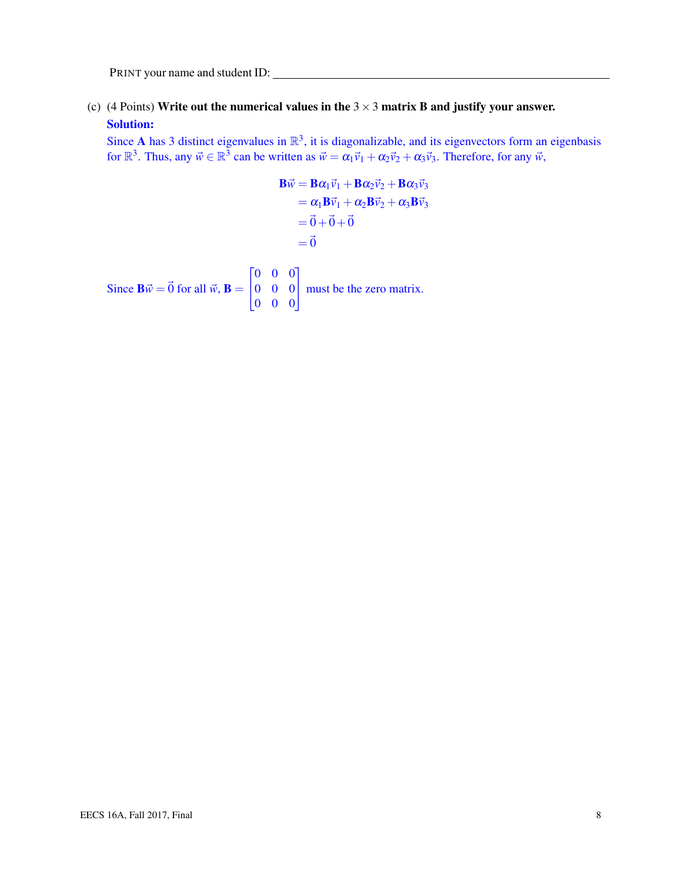PRINT your name and student ID: ____________________

(c) (4 Points) **Write out the numerical values in the $3 \times 3$ matrix $\mathbf{B}$ and justify your answer.**

**Solution:**

Since $\mathbf{A}$ has 3 distinct eigenvalues in $\mathbb{R}^3$, it is diagonalizable, and its eigenvectors form an eigenbasis for $\mathbb{R}^3$. Thus, any $\vec{w} \in \mathbb{R}^3$ can be written as $\vec{w} = \alpha_1 \vec{v}_1 + \alpha_2 \vec{v}_2 + \alpha_3 \vec{v}_3$. Therefore, for any $\vec{w}$,

$$
\begin{aligned}
\mathbf{B}\vec{w} &= \mathbf{B}\alpha_1 \vec{v}_1 + \mathbf{B}\alpha_2 \vec{v}_2 + \mathbf{B}\alpha_3 \vec{v}_3 \\
&= \alpha_1 \mathbf{B}\vec{v}_1 + \alpha_2 \mathbf{B}\vec{v}_2 + \alpha_3 \mathbf{B}\vec{v}_3 \\
&= \vec{0} + \vec{0} + \vec{0} \\
&= \vec{0}
\end{aligned}
$$

Since $\mathbf{B}\vec{w} = \vec{0}$ for all $\vec{w}$, $\mathbf{B} = \begin{bmatrix} 0 & 0 & 0 \\ 0 & 0 & 0 \\ 0 & 0 & 0 \end{bmatrix}$ must be the zero matrix.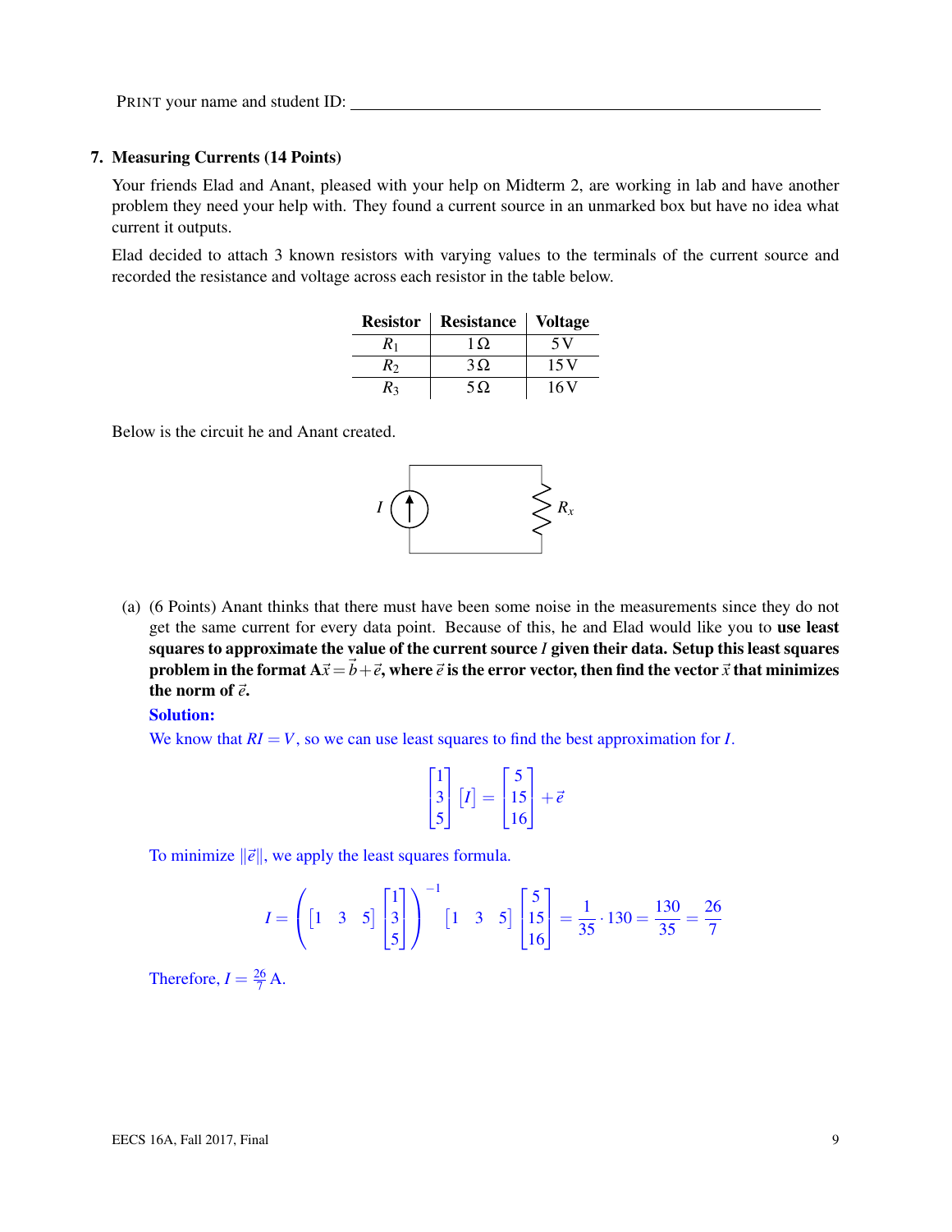PRINT your name and student ID: ____________________________________________

## 7. Measuring Currents (14 Points)

Your friends Elad and Anant, pleased with your help on Midterm 2, are working in lab and have another problem they need your help with. They found a current source in an unmarked box but have no idea what current it outputs.

Elad decided to attach 3 known resistors with varying values to the terminals of the current source and recorded the resistance and voltage across each resistor in the table below.

| Resistor | Resistance | Voltage |
|---|---|---|
| $R_1$ | $1\,\Omega$ | $5\,\text{V}$ |
| $R_2$ | $3\,\Omega$ | $15\,\text{V}$ |
| $R_3$ | $5\,\Omega$ | $16\,\text{V}$ |

Below is the circuit he and Anant created.

(a) (6 Points) Anant thinks that there must have been some noise in the measurements since they do not get the same current for every data point. Because of this, he and Elad would like you to **use least squares to approximate the value of the current source $I$ given their data. Setup this least squares problem in the format $\text{A}\vec{x} = \vec{b} + \vec{e}$, where $\vec{e}$ is the error vector, then find the vector $\vec{x}$ that minimizes the norm of $\vec{e}$.**

**Solution:**

We know that $RI = V$, so we can use least squares to find the best approximation for $I$.

$$\begin{bmatrix} 1 \\ 3 \\ 5 \end{bmatrix} \begin{bmatrix} I \end{bmatrix} = \begin{bmatrix} 5 \\ 15 \\ 16 \end{bmatrix} + \vec{e}$$

To minimize $\|\vec{e}\|$, we apply the least squares formula.

$$I = \left( \begin{bmatrix} 1 & 3 & 5 \end{bmatrix} \begin{bmatrix} 1 \\ 3 \\ 5 \end{bmatrix} \right)^{-1} \begin{bmatrix} 1 & 3 & 5 \end{bmatrix} \begin{bmatrix} 5 \\ 15 \\ 16 \end{bmatrix} = \frac{1}{35} \cdot 130 = \frac{130}{35} = \frac{26}{7}$$

Therefore, $I = \frac{26}{7}\,\text{A}$.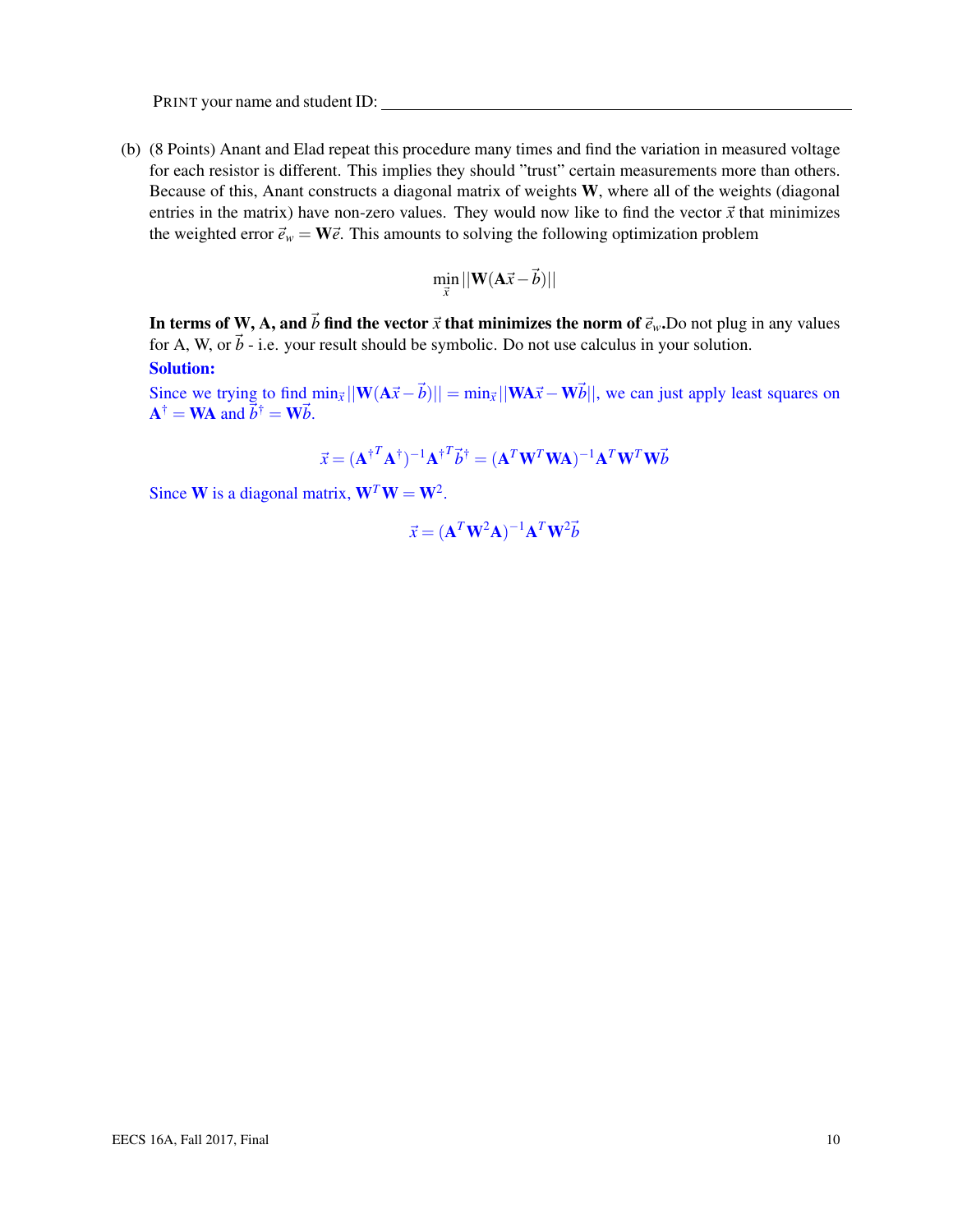PRINT your name and student ID: ________________________________

(b) (8 Points) Anant and Elad repeat this procedure many times and find the variation in measured voltage for each resistor is different. This implies they should "trust" certain measurements more than others. Because of this, Anant constructs a diagonal matrix of weights $\mathbf{W}$, where all of the weights (diagonal entries in the matrix) have non-zero values. They would now like to find the vector $\vec{x}$ that minimizes the weighted error $\vec{e}_w = \mathbf{W}\vec{e}$. This amounts to solving the following optimization problem

$$\min_{\vec{x}} ||\mathbf{W}(\mathbf{A}\vec{x} - \vec{b})||$$

**In terms of W, A, and $\vec{b}$ find the vector $\vec{x}$ that minimizes the norm of $\vec{e}_w$.** Do not plug in any values for A, W, or $\vec{b}$ - i.e. your result should be symbolic. Do not use calculus in your solution.

**Solution:**

Since we trying to find $\min_{\vec{x}} ||\mathbf{W}(\mathbf{A}\vec{x} - \vec{b})|| = \min_{\vec{x}} ||\mathbf{W}\mathbf{A}\vec{x} - \mathbf{W}\vec{b}||$, we can just apply least squares on $\mathbf{A}^{\dagger} = \mathbf{W}\mathbf{A}$ and $\vec{b}^{\dagger} = \mathbf{W}\vec{b}$.

$$\vec{x} = (\mathbf{A}^{\dagger T}\mathbf{A}^{\dagger})^{-1}\mathbf{A}^{\dagger T}\vec{b}^{\dagger} = (\mathbf{A}^T\mathbf{W}^T\mathbf{W}\mathbf{A})^{-1}\mathbf{A}^T\mathbf{W}^T\mathbf{W}\vec{b}$$

Since $\mathbf{W}$ is a diagonal matrix, $\mathbf{W}^T\mathbf{W} = \mathbf{W}^2$.

$$\vec{x} = (\mathbf{A}^T\mathbf{W}^2\mathbf{A})^{-1}\mathbf{A}^T\mathbf{W}^2\vec{b}$$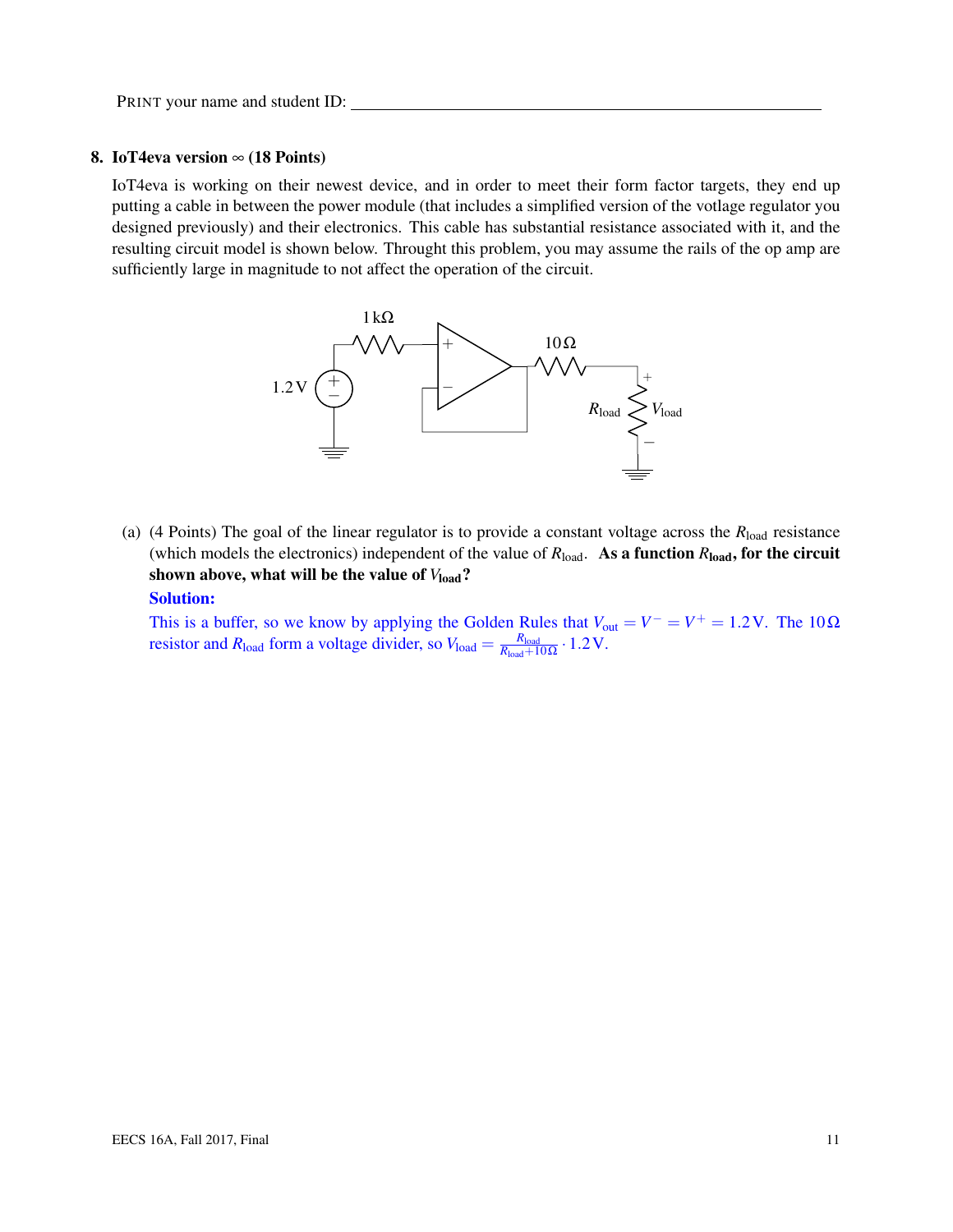PRINT your name and student ID: ____________________________________________

## 8. IoT4eva version ∞ (18 Points)

IoT4eva is working on their newest device, and in order to meet their form factor targets, they end up putting a cable in between the power module (that includes a simplified version of the votlage regulator you designed previously) and their electronics. This cable has substantial resistance associated with it, and the resulting circuit model is shown below. Throught this problem, you may assume the rails of the op amp are sufficiently large in magnitude to not affect the operation of the circuit.

(a) (4 Points) The goal of the linear regulator is to provide a constant voltage across the $R_{\text{load}}$ resistance (which models the electronics) independent of the value of $R_{\text{load}}$. **As a function $R_{\text{load}}$, for the circuit shown above, what will be the value of $V_{\text{load}}$?**

**Solution:**

This is a buffer, so we know by applying the Golden Rules that $V_{\text{out}} = V^- = V^+ = 1.2\,\text{V}$. The $10\,\Omega$ resistor and $R_{\text{load}}$ form a voltage divider, so $V_{\text{load}} = \frac{R_{\text{load}}}{R_{\text{load}}+10\,\Omega} \cdot 1.2\,\text{V}$.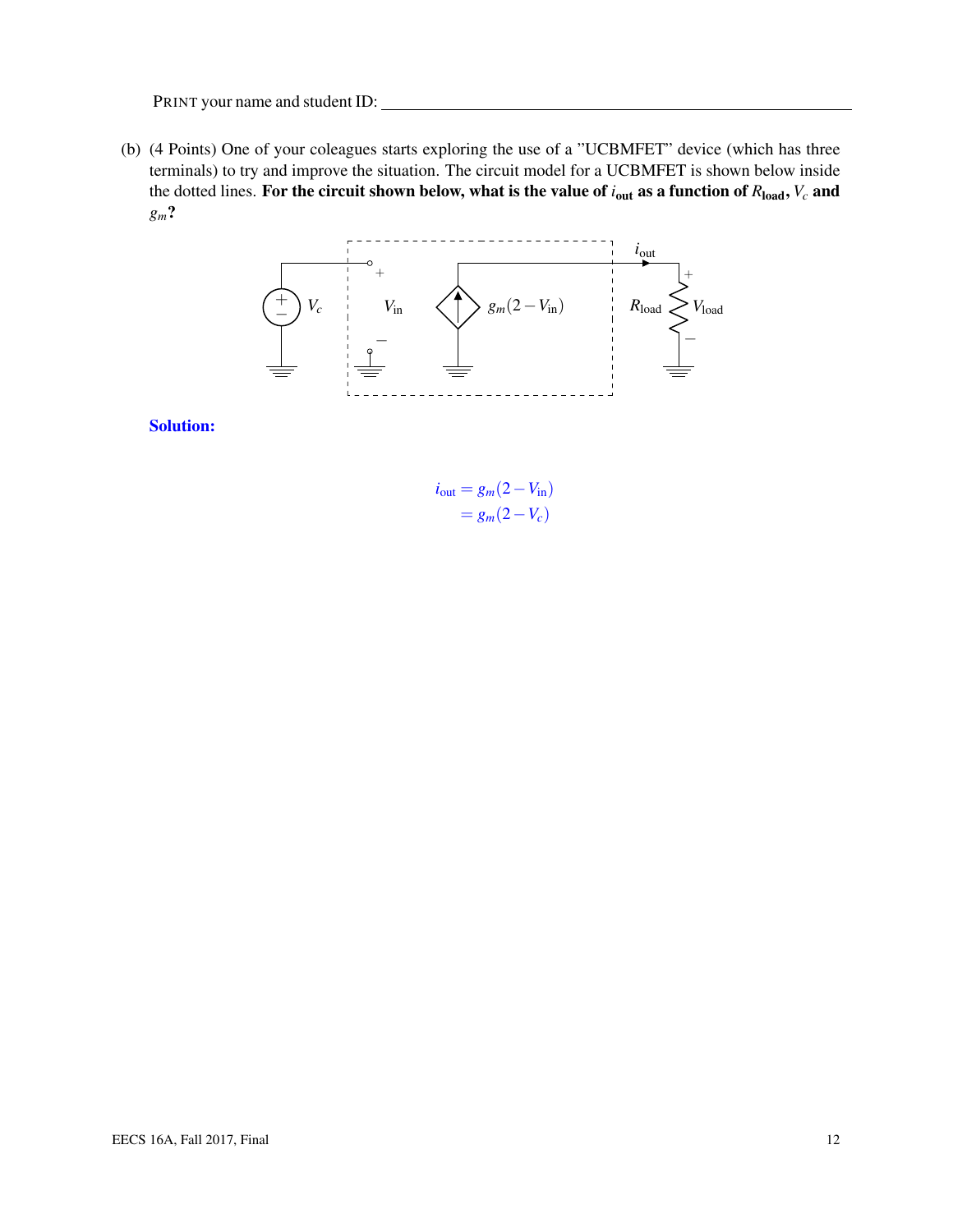PRINT your name and student ID: ___________________________________

(b) (4 Points) One of your coleagues starts exploring the use of a "UCBMFET" device (which has three terminals) to try and improve the situation. The circuit model for a UCBMFET is shown below inside the dotted lines. **For the circuit shown below, what is the value of $i_{\text{out}}$ as a function of $R_{\text{load}}$, $V_c$ and $g_m$?**

**Solution:**

$$
\begin{aligned}
i_{\text{out}} &= g_m(2 - V_{\text{in}}) \\
&= g_m(2 - V_c)
\end{aligned}
$$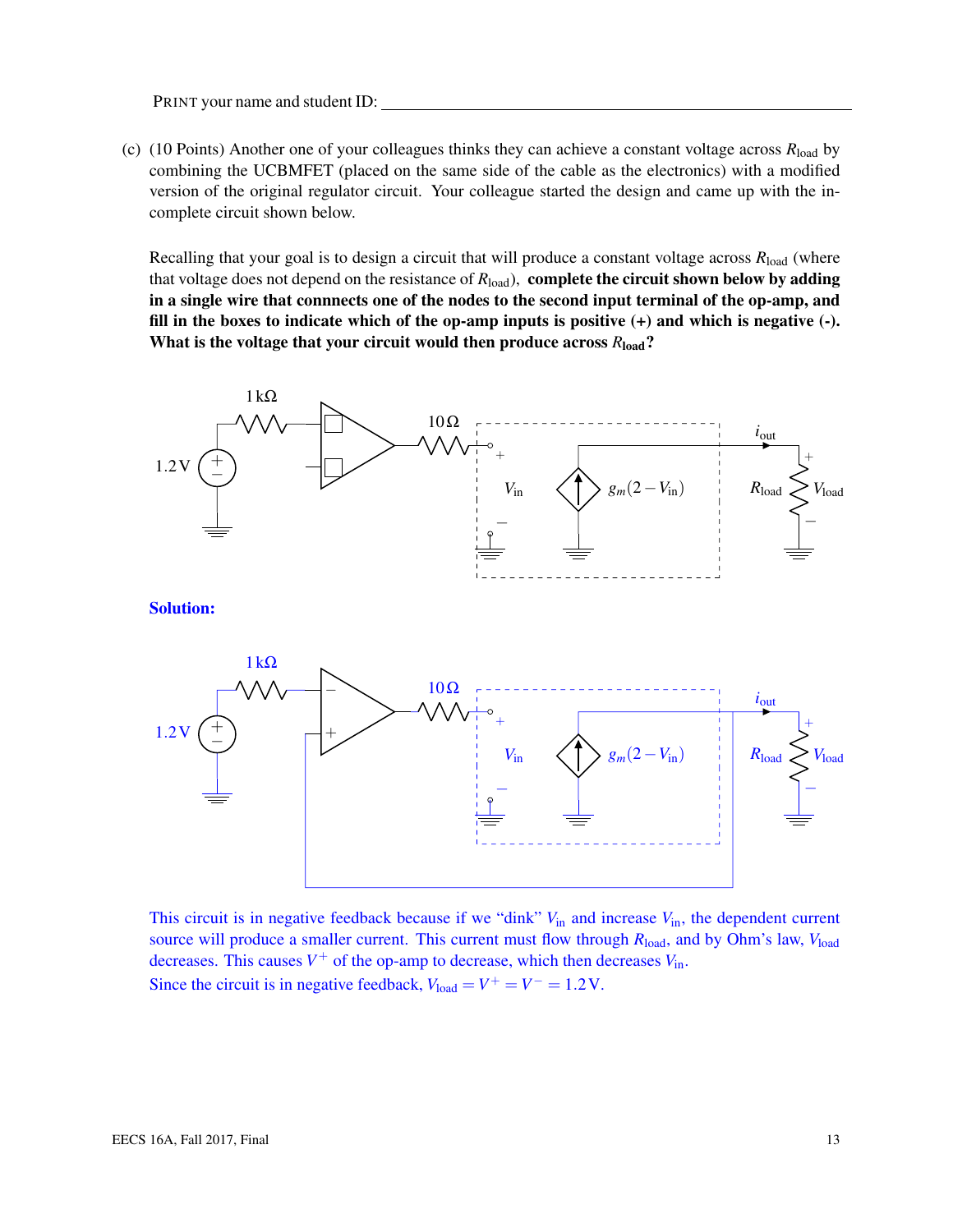PRINT your name and student ID: ____________________

(c) (10 Points) Another one of your colleagues thinks they can achieve a constant voltage across $R_{\text{load}}$ by combining the UCBMFET (placed on the same side of the cable as the electronics) with a modified version of the original regulator circuit. Your colleague started the design and came up with the incomplete circuit shown below.

Recalling that your goal is to design a circuit that will produce a constant voltage across $R_{\text{load}}$ (where that voltage does not depend on the resistance of $R_{\text{load}}$), **complete the circuit shown below by adding in a single wire that connnects one of the nodes to the second input terminal of the op-amp, and fill in the boxes to indicate which of the op-amp inputs is positive (+) and which is negative (-). What is the voltage that your circuit would then produce across $R_{\text{load}}$?**

**Solution:**

This circuit is in negative feedback because if we "dink" $V_{\text{in}}$ and increase $V_{\text{in}}$, the dependent current source will produce a smaller current. This current must flow through $R_{\text{load}}$, and by Ohm's law, $V_{\text{load}}$ decreases. This causes $V^+$ of the op-amp to decrease, which then decreases $V_{\text{in}}$.

Since the circuit is in negative feedback, $V_{\text{load}} = V^+ = V^- = 1.2\,\text{V}$.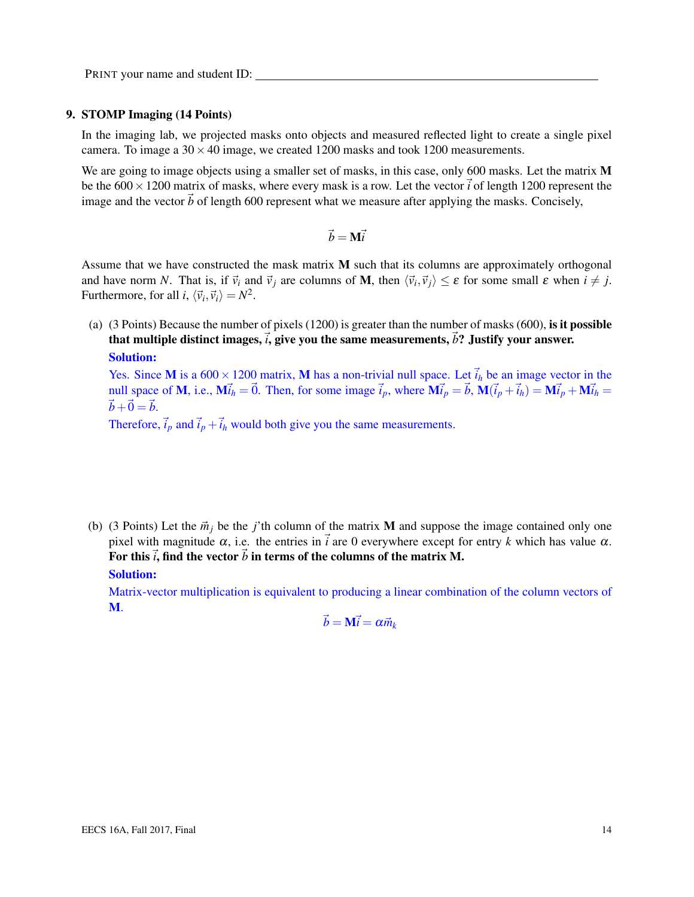PRINT your name and student ID: ____________________________________________

## 9. STOMP Imaging (14 Points)

In the imaging lab, we projected masks onto objects and measured reflected light to create a single pixel camera. To image a $30 \times 40$ image, we created 1200 masks and took 1200 measurements.

We are going to image objects using a smaller set of masks, in this case, only 600 masks. Let the matrix $\mathbf{M}$ be the $600 \times 1200$ matrix of masks, where every mask is a row. Let the vector $\vec{i}$ of length 1200 represent the image and the vector $\vec{b}$ of length 600 represent what we measure after applying the masks. Concisely,

$$\vec{b} = \mathbf{M}\vec{i}$$

Assume that we have constructed the mask matrix $\mathbf{M}$ such that its columns are approximately orthogonal and have norm $N$. That is, if $\vec{v}_i$ and $\vec{v}_j$ are columns of $\mathbf{M}$, then $\langle \vec{v}_i, \vec{v}_j \rangle \leq \varepsilon$ for some small $\varepsilon$ when $i \neq j$. Furthermore, for all $i$, $\langle \vec{v}_i, \vec{v}_i \rangle = N^2$.

(a) (3 Points) Because the number of pixels (1200) is greater than the number of masks (600), **is it possible that multiple distinct images, $\vec{i}$, give you the same measurements, $\vec{b}$? Justify your answer.**

**Solution:**

Yes. Since $\mathbf{M}$ is a $600 \times 1200$ matrix, $\mathbf{M}$ has a non-trivial null space. Let $\vec{i}_h$ be an image vector in the null space of $\mathbf{M}$, i.e., $\mathbf{M}\vec{i}_h = \vec{0}$. Then, for some image $\vec{i}_p$, where $\mathbf{M}\vec{i}_p = \vec{b}$, $\mathbf{M}(\vec{i}_p + \vec{i}_h) = \mathbf{M}\vec{i}_p + \mathbf{M}\vec{i}_h = \vec{b} + \vec{0} = \vec{b}$.

Therefore, $\vec{i}_p$ and $\vec{i}_p + \vec{i}_h$ would both give you the same measurements.

(b) (3 Points) Let the $\vec{m}_j$ be the $j$'th column of the matrix $\mathbf{M}$ and suppose the image contained only one pixel with magnitude $\alpha$, i.e. the entries in $\vec{i}$ are 0 everywhere except for entry $k$ which has value $\alpha$. **For this $\vec{i}$, find the vector $\vec{b}$ in terms of the columns of the matrix M.**

**Solution:**

Matrix-vector multiplication is equivalent to producing a linear combination of the column vectors of $\mathbf{M}$.

$$\vec{b} = \mathbf{M}\vec{i} = \alpha\vec{m}_k$$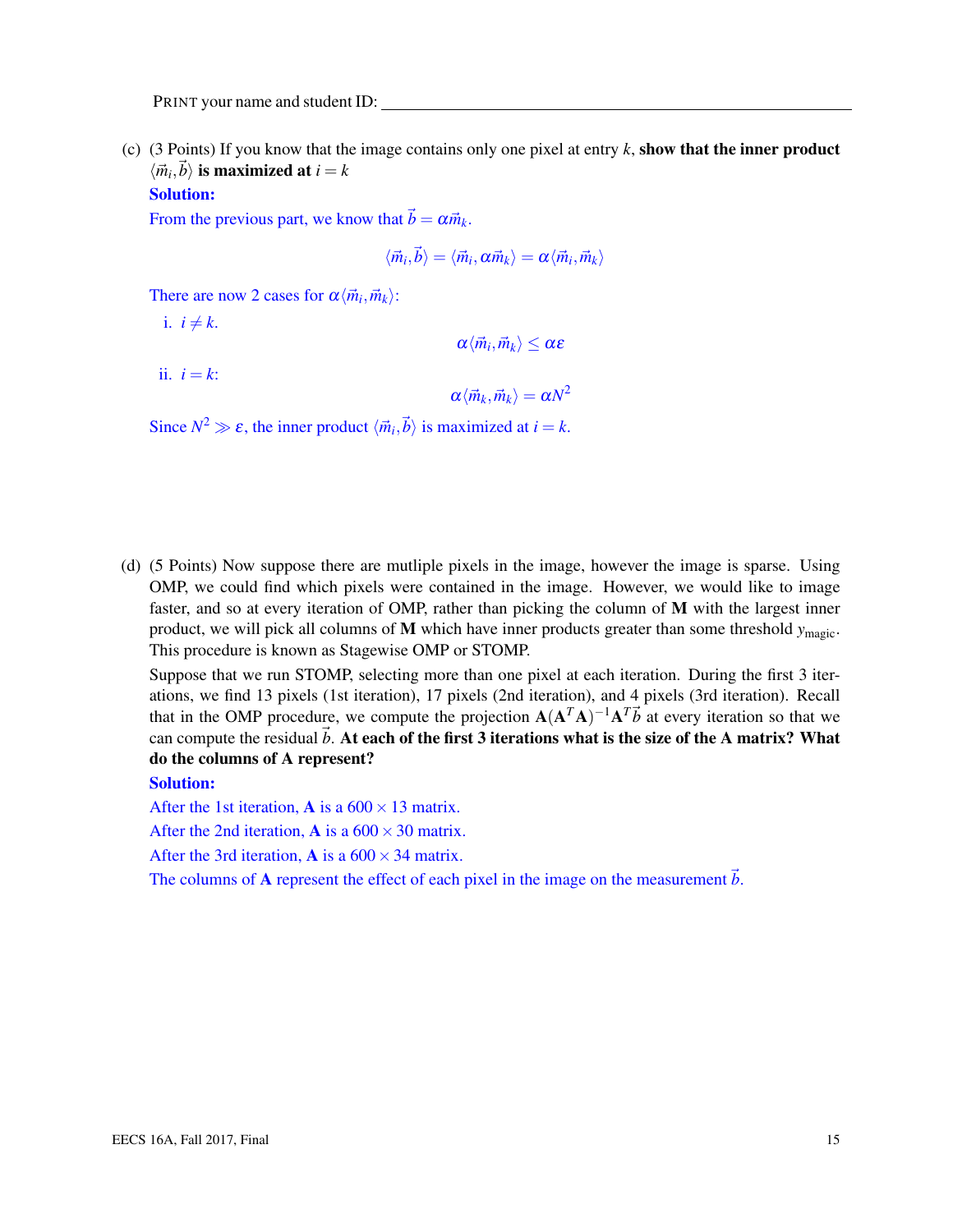PRINT your name and student ID: \_\_\_\_\_\_\_\_\_\_\_\_\_\_\_\_\_\_\_\_\_\_\_\_\_\_\_\_\_\_\_\_

(c) (3 Points) If you know that the image contains only one pixel at entry $k$, **show that the inner product $\langle \vec{m}_i, \vec{b} \rangle$ is maximized at $i = k$**

**Solution:**

From the previous part, we know that $\vec{b} = \alpha \vec{m}_k$.

$$\langle \vec{m}_i, \vec{b} \rangle = \langle \vec{m}_i, \alpha \vec{m}_k \rangle = \alpha \langle \vec{m}_i, \vec{m}_k \rangle$$

There are now 2 cases for $\alpha \langle \vec{m}_i, \vec{m}_k \rangle$:

i. $i \neq k$.

$$\alpha \langle \vec{m}_i, \vec{m}_k \rangle \leq \alpha \varepsilon$$

ii. $i = k$:

$$\alpha \langle \vec{m}_k, \vec{m}_k \rangle = \alpha N^2$$

Since $N^2 \gg \varepsilon$, the inner product $\langle \vec{m}_i, \vec{b} \rangle$ is maximized at $i = k$.

(d) (5 Points) Now suppose there are mutliple pixels in the image, however the image is sparse. Using OMP, we could find which pixels were contained in the image. However, we would like to image faster, and so at every iteration of OMP, rather than picking the column of $\mathbf{M}$ with the largest inner product, we will pick all columns of $\mathbf{M}$ which have inner products greater than some threshold $y_{\text{magic}}$. This procedure is known as Stagewise OMP or STOMP.

Suppose that we run STOMP, selecting more than one pixel at each iteration. During the first 3 iterations, we find 13 pixels (1st iteration), 17 pixels (2nd iteration), and 4 pixels (3rd iteration). Recall that in the OMP procedure, we compute the projection $\mathbf{A}(\mathbf{A}^T\mathbf{A})^{-1}\mathbf{A}^T\vec{b}$ at every iteration so that we can compute the residual $\vec{b}$. **At each of the first 3 iterations what is the size of the A matrix? What do the columns of A represent?**

**Solution:**

After the 1st iteration, $\mathbf{A}$ is a $600 \times 13$ matrix.

After the 2nd iteration, $\mathbf{A}$ is a $600 \times 30$ matrix.

After the 3rd iteration, $\mathbf{A}$ is a $600 \times 34$ matrix.

The columns of $\mathbf{A}$ represent the effect of each pixel in the image on the measurement $\vec{b}$.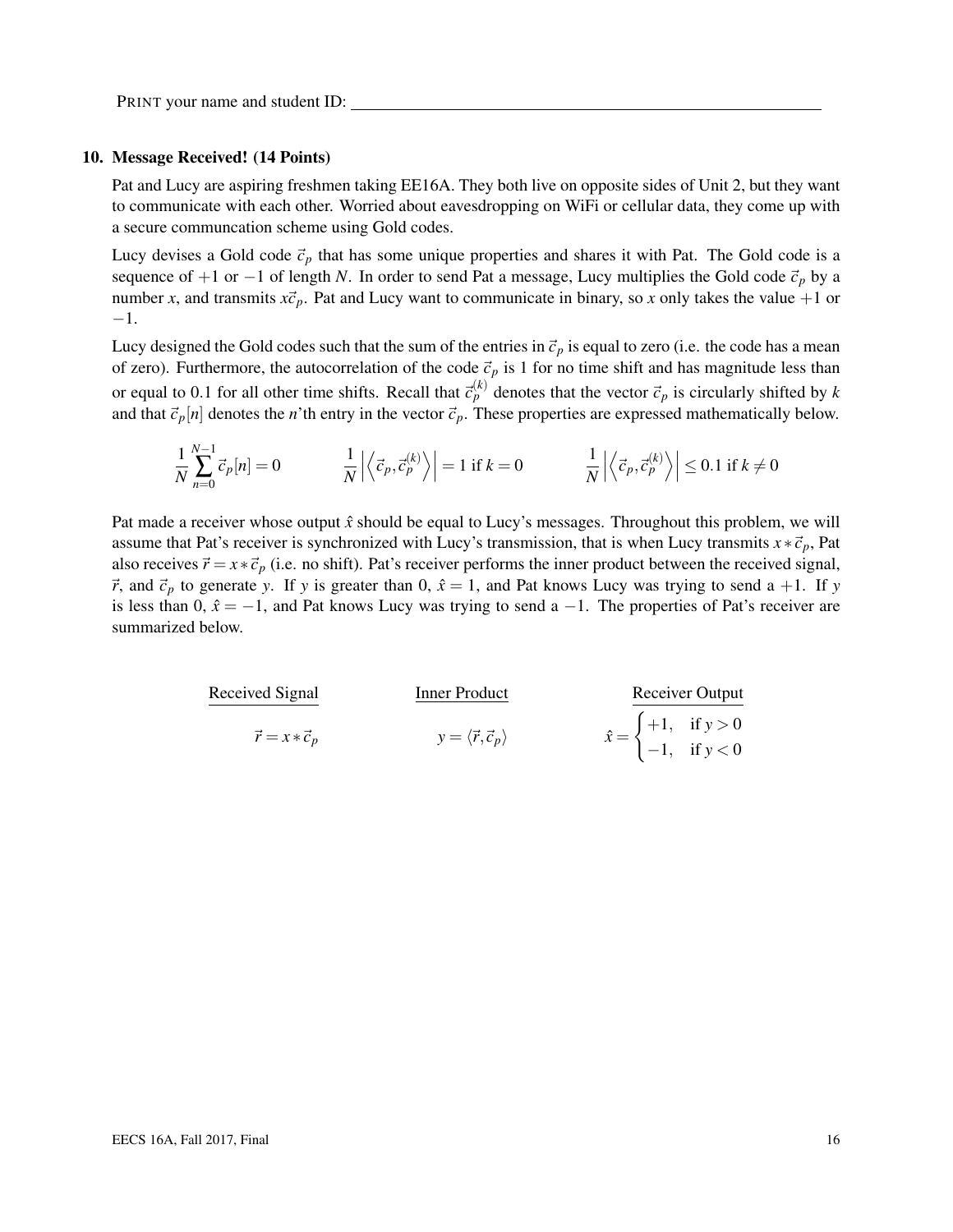PRINT your name and student ID: ____________________________________________

### 10. Message Received! (14 Points)

Pat and Lucy are aspiring freshmen taking EE16A. They both live on opposite sides of Unit 2, but they want to communicate with each other. Worried about eavesdropping on WiFi or cellular data, they come up with a secure communcation scheme using Gold codes.

Lucy devises a Gold code $\vec{c}_p$ that has some unique properties and shares it with Pat. The Gold code is a sequence of $+1$ or $-1$ of length $N$. In order to send Pat a message, Lucy multiplies the Gold code $\vec{c}_p$ by a number $x$, and transmits $x\vec{c}_p$. Pat and Lucy want to communicate in binary, so $x$ only takes the value $+1$ or $-1$.

Lucy designed the Gold codes such that the sum of the entries in $\vec{c}_p$ is equal to zero (i.e. the code has a mean of zero). Furthermore, the autocorrelation of the code $\vec{c}_p$ is 1 for no time shift and has magnitude less than or equal to 0.1 for all other time shifts. Recall that $\vec{c}_p^{(k)}$ denotes that the vector $\vec{c}_p$ is circularly shifted by $k$ and that $\vec{c}_p[n]$ denotes the $n$'th entry in the vector $\vec{c}_p$. These properties are expressed mathematically below.

$$\frac{1}{N}\sum_{n=0}^{N-1}\vec{c}_p[n] = 0 \qquad \frac{1}{N}\left|\left\langle \vec{c}_p, \vec{c}_p^{(k)} \right\rangle\right| = 1 \text{ if } k = 0 \qquad \frac{1}{N}\left|\left\langle \vec{c}_p, \vec{c}_p^{(k)} \right\rangle\right| \leq 0.1 \text{ if } k \neq 0$$

Pat made a receiver whose output $\hat{x}$ should be equal to Lucy's messages. Throughout this problem, we will assume that Pat's receiver is synchronized with Lucy's transmission, that is when Lucy transmits $x * \vec{c}_p$, Pat also receives $\vec{r} = x * \vec{c}_p$ (i.e. no shift). Pat's receiver performs the inner product between the received signal, $\vec{r}$, and $\vec{c}_p$ to generate $y$. If $y$ is greater than 0, $\hat{x} = 1$, and Pat knows Lucy was trying to send a $+1$. If $y$ is less than 0, $\hat{x} = -1$, and Pat knows Lucy was trying to send a $-1$. The properties of Pat's receiver are summarized below.

| Received Signal | Inner Product | Receiver Output |
| --- | --- | --- |
| $\vec{r} = x * \vec{c}_p$ | $y = \langle \vec{r}, \vec{c}_p \rangle$ | $\hat{x} = \begin{cases} +1, & \text{if } y > 0 \\ -1, & \text{if } y < 0 \end{cases}$ |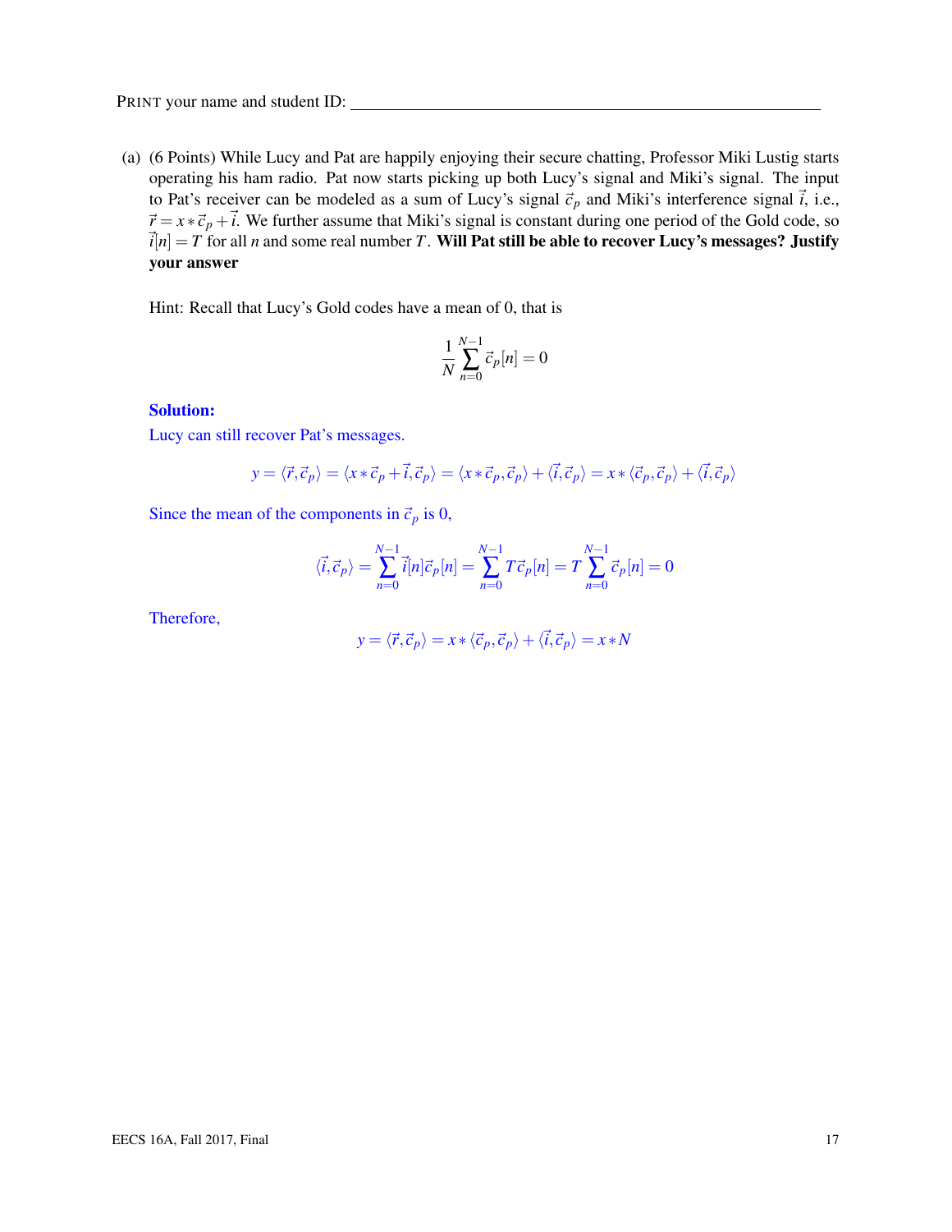PRINT your name and student ID: ____________________________________________

(a) (6 Points) While Lucy and Pat are happily enjoying their secure chatting, Professor Miki Lustig starts operating his ham radio. Pat now starts picking up both Lucy's signal and Miki's signal. The input to Pat's receiver can be modeled as a sum of Lucy's signal $\vec{c}_p$ and Miki's interference signal $\vec{i}$, i.e., $\vec{r} = x * \vec{c}_p + \vec{i}$. We further assume that Miki's signal is constant during one period of the Gold code, so $\vec{i}[n] = T$ for all $n$ and some real number $T$. **Will Pat still be able to recover Lucy's messages? Justify your answer**

Hint: Recall that Lucy's Gold codes have a mean of 0, that is

$$\frac{1}{N}\sum_{n=0}^{N-1} \vec{c}_p[n] = 0$$

**Solution:**

Lucy can still recover Pat's messages.

$$y = \langle \vec{r}, \vec{c}_p \rangle = \langle x * \vec{c}_p + \vec{i}, \vec{c}_p \rangle = \langle x * \vec{c}_p, \vec{c}_p \rangle + \langle \vec{i}, \vec{c}_p \rangle = x * \langle \vec{c}_p, \vec{c}_p \rangle + \langle \vec{i}, \vec{c}_p \rangle$$

Since the mean of the components in $\vec{c}_p$ is 0,

$$\langle \vec{i}, \vec{c}_p \rangle = \sum_{n=0}^{N-1} \vec{i}[n]\vec{c}_p[n] = \sum_{n=0}^{N-1} T\vec{c}_p[n] = T\sum_{n=0}^{N-1} \vec{c}_p[n] = 0$$

Therefore,

$$y = \langle \vec{r}, \vec{c}_p \rangle = x * \langle \vec{c}_p, \vec{c}_p \rangle + \langle \vec{i}, \vec{c}_p \rangle = x * N$$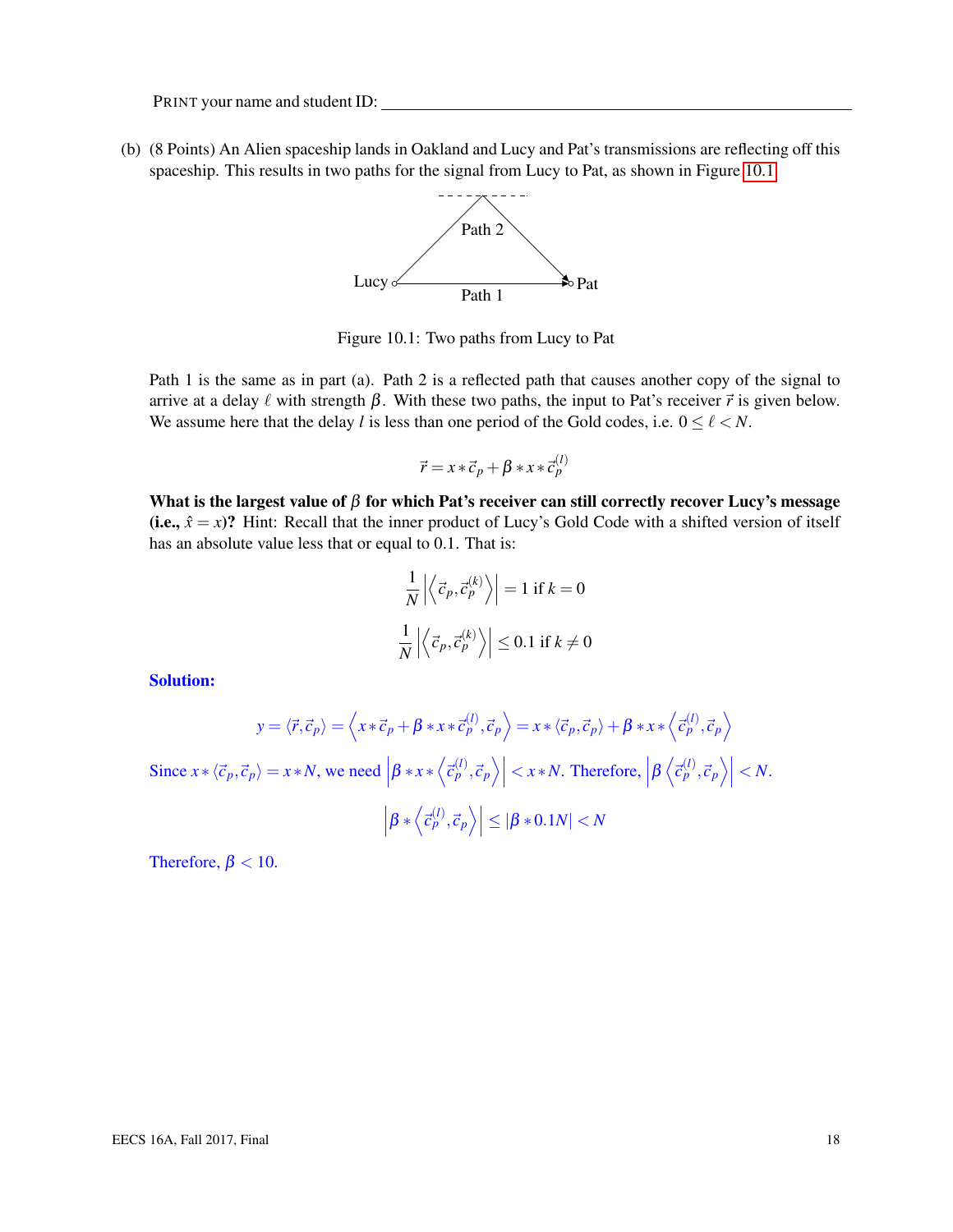PRINT your name and student ID: ______________________________

(b) (8 Points) An Alien spaceship lands in Oakland and Lucy and Pat's transmissions are reflecting off this spaceship. This results in two paths for the signal from Lucy to Pat, as shown in Figure 10.1.

Path 2

Lucy

Path 1

Pat

Figure 10.1: Two paths from Lucy to Pat

Path 1 is the same as in part (a). Path 2 is a reflected path that causes another copy of the signal to arrive at a delay $\ell$ with strength $\beta$. With these two paths, the input to Pat's receiver $\vec{r}$ is given below. We assume here that the delay $l$ is less than one period of the Gold codes, i.e. $0 \leq \ell < N$.

$$\vec{r} = x * \vec{c}_p + \beta * x * \vec{c}_p^{(l)}$$

**What is the largest value of $\beta$ for which Pat's receiver can still correctly recover Lucy's message (i.e., $\hat{x} = x$)?** Hint: Recall that the inner product of Lucy's Gold Code with a shifted version of itself has an absolute value less that or equal to 0.1. That is:

$$\frac{1}{N}\left|\left\langle \vec{c}_p, \vec{c}_p^{(k)} \right\rangle\right| = 1 \text{ if } k = 0$$

$$\frac{1}{N}\left|\left\langle \vec{c}_p, \vec{c}_p^{(k)} \right\rangle\right| \leq 0.1 \text{ if } k \neq 0$$

**Solution:**

$$y = \langle \vec{r}, \vec{c}_p \rangle = \left\langle x * \vec{c}_p + \beta * x * \vec{c}_p^{(l)}, \vec{c}_p \right\rangle = x * \langle \vec{c}_p, \vec{c}_p \rangle + \beta * x * \left\langle \vec{c}_p^{(l)}, \vec{c}_p \right\rangle$$

Since $x * \langle \vec{c}_p, \vec{c}_p \rangle = x * N$, we need $\left|\beta * x * \left\langle \vec{c}_p^{(l)}, \vec{c}_p \right\rangle\right| < x * N$. Therefore, $\left|\beta \left\langle \vec{c}_p^{(l)}, \vec{c}_p \right\rangle\right| < N$.

$$\left|\beta * \left\langle \vec{c}_p^{(l)}, \vec{c}_p \right\rangle\right| \leq |\beta * 0.1N| < N$$

Therefore, $\beta < 10$.